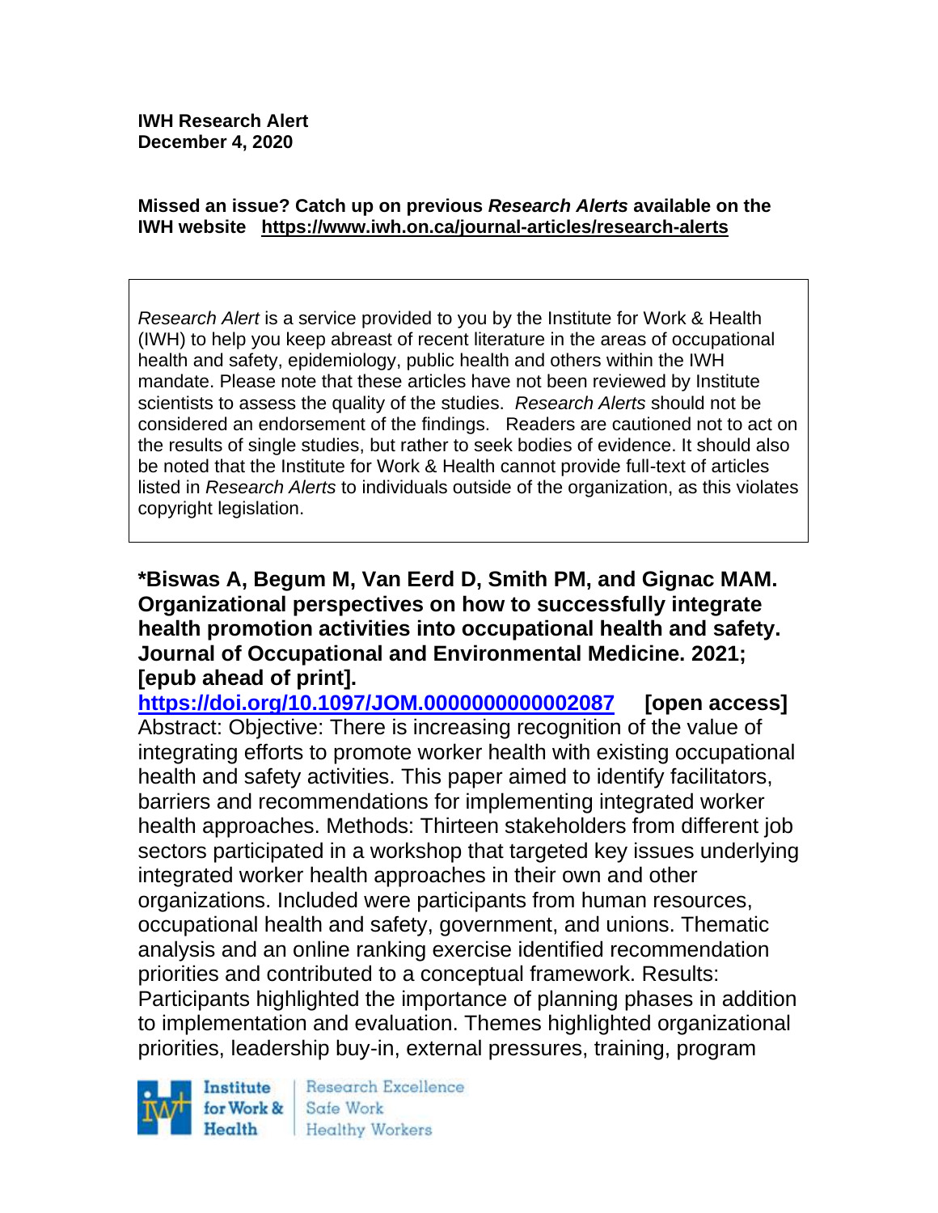**IWH Research Alert**
**December 4, 2020**

**Missed an issue? Catch up on previous *Research Alerts* available on the IWH website https://www.iwh.on.ca/journal-articles/research-alerts**

*Research Alert* is a service provided to you by the Institute for Work & Health (IWH) to help you keep abreast of recent literature in the areas of occupational health and safety, epidemiology, public health and others within the IWH mandate. Please note that these articles have not been reviewed by Institute scientists to assess the quality of the studies. *Research Alerts* should not be considered an endorsement of the findings. Readers are cautioned not to act on the results of single studies, but rather to seek bodies of evidence. It should also be noted that the Institute for Work & Health cannot provide full-text of articles listed in *Research Alerts* to individuals outside of the organization, as this violates copyright legislation.

**\*Biswas A, Begum M, Van Eerd D, Smith PM, and Gignac MAM. Organizational perspectives on how to successfully integrate health promotion activities into occupational health and safety. Journal of Occupational and Environmental Medicine. 2021; [epub ahead of print].**
**https://doi.org/10.1097/JOM.0000000000002087 [open access]**
Abstract: Objective: There is increasing recognition of the value of integrating efforts to promote worker health with existing occupational health and safety activities. This paper aimed to identify facilitators, barriers and recommendations for implementing integrated worker health approaches. Methods: Thirteen stakeholders from different job sectors participated in a workshop that targeted key issues underlying integrated worker health approaches in their own and other organizations. Included were participants from human resources, occupational health and safety, government, and unions. Thematic analysis and an online ranking exercise identified recommendation priorities and contributed to a conceptual framework. Results: Participants highlighted the importance of planning phases in addition to implementation and evaluation. Themes highlighted organizational priorities, leadership buy-in, external pressures, training, program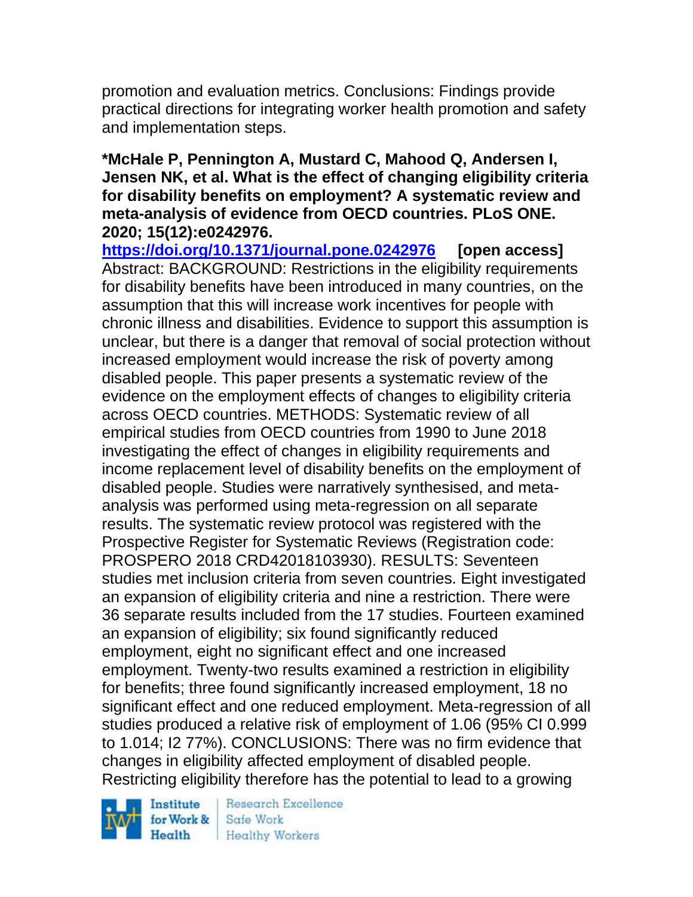promotion and evaluation metrics. Conclusions: Findings provide practical directions for integrating worker health promotion and safety and implementation steps.

**\*McHale P, Pennington A, Mustard C, Mahood Q, Andersen I, Jensen NK, et al. What is the effect of changing eligibility criteria for disability benefits on employment? A systematic review and meta-analysis of evidence from OECD countries. PLoS ONE. 2020; 15(12):e0242976.**
**https://doi.org/10.1371/journal.pone.0242976** **[open access]**
Abstract: BACKGROUND: Restrictions in the eligibility requirements for disability benefits have been introduced in many countries, on the assumption that this will increase work incentives for people with chronic illness and disabilities. Evidence to support this assumption is unclear, but there is a danger that removal of social protection without increased employment would increase the risk of poverty among disabled people. This paper presents a systematic review of the evidence on the employment effects of changes to eligibility criteria across OECD countries. METHODS: Systematic review of all empirical studies from OECD countries from 1990 to June 2018 investigating the effect of changes in eligibility requirements and income replacement level of disability benefits on the employment of disabled people. Studies were narratively synthesised, and meta-analysis was performed using meta-regression on all separate results. The systematic review protocol was registered with the Prospective Register for Systematic Reviews (Registration code: PROSPERO 2018 CRD42018103930). RESULTS: Seventeen studies met inclusion criteria from seven countries. Eight investigated an expansion of eligibility criteria and nine a restriction. There were 36 separate results included from the 17 studies. Fourteen examined an expansion of eligibility; six found significantly reduced employment, eight no significant effect and one increased employment. Twenty-two results examined a restriction in eligibility for benefits; three found significantly increased employment, 18 no significant effect and one reduced employment. Meta-regression of all studies produced a relative risk of employment of 1.06 (95% CI 0.999 to 1.014; I2 77%). CONCLUSIONS: There was no firm evidence that changes in eligibility affected employment of disabled people. Restricting eligibility therefore has the potential to lead to a growing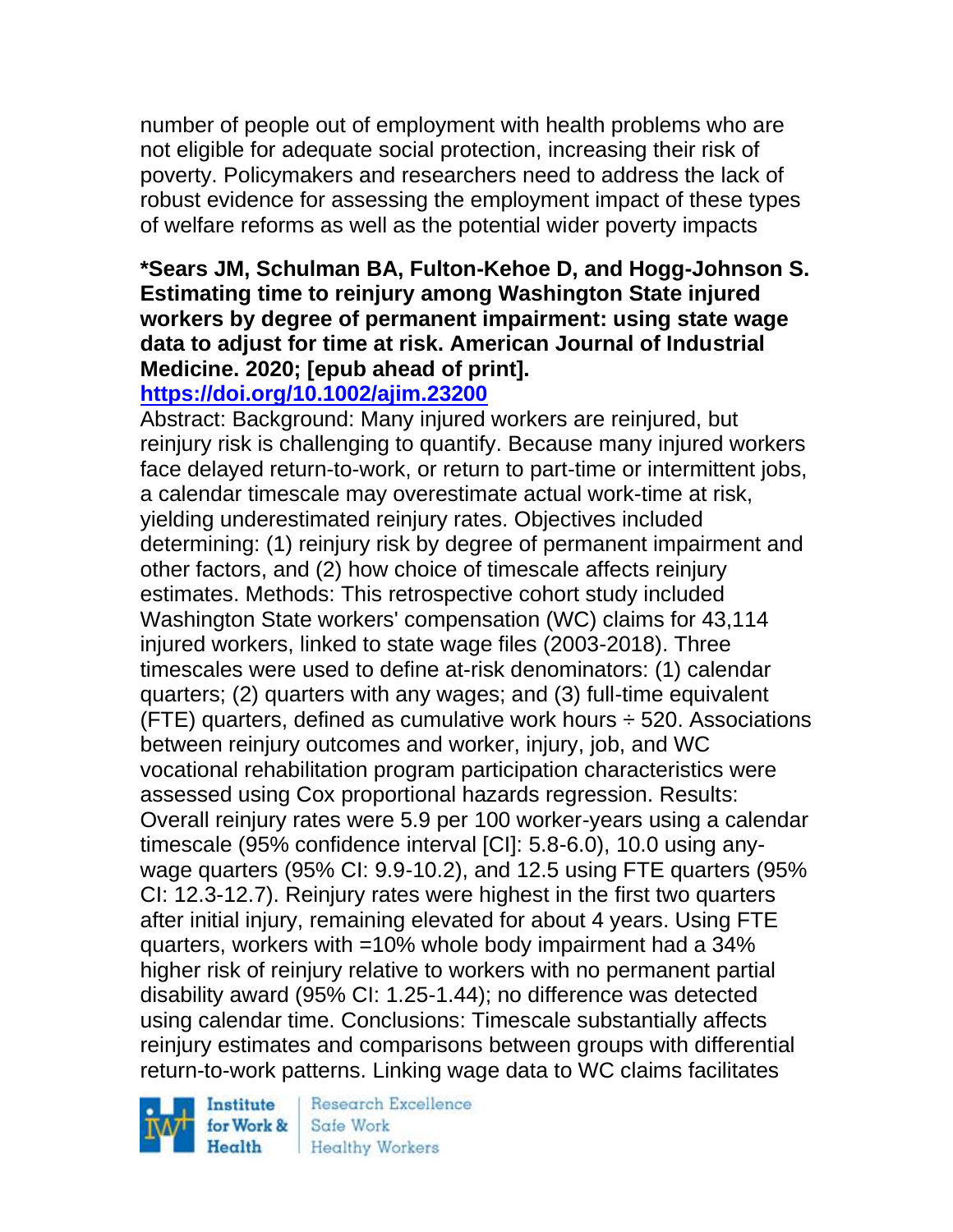number of people out of employment with health problems who are not eligible for adequate social protection, increasing their risk of poverty. Policymakers and researchers need to address the lack of robust evidence for assessing the employment impact of these types of welfare reforms as well as the potential wider poverty impacts

**\*Sears JM, Schulman BA, Fulton-Kehoe D, and Hogg-Johnson S. Estimating time to reinjury among Washington State injured workers by degree of permanent impairment: using state wage data to adjust for time at risk. American Journal of Industrial Medicine. 2020; [epub ahead of print].**
**https://doi.org/10.1002/ajim.23200**

Abstract: Background: Many injured workers are reinjured, but reinjury risk is challenging to quantify. Because many injured workers face delayed return-to-work, or return to part-time or intermittent jobs, a calendar timescale may overestimate actual work-time at risk, yielding underestimated reinjury rates. Objectives included determining: (1) reinjury risk by degree of permanent impairment and other factors, and (2) how choice of timescale affects reinjury estimates. Methods: This retrospective cohort study included Washington State workers' compensation (WC) claims for 43,114 injured workers, linked to state wage files (2003-2018). Three timescales were used to define at-risk denominators: (1) calendar quarters; (2) quarters with any wages; and (3) full-time equivalent (FTE) quarters, defined as cumulative work hours ÷ 520. Associations between reinjury outcomes and worker, injury, job, and WC vocational rehabilitation program participation characteristics were assessed using Cox proportional hazards regression. Results: Overall reinjury rates were 5.9 per 100 worker-years using a calendar timescale (95% confidence interval [CI]: 5.8-6.0), 10.0 using any-wage quarters (95% CI: 9.9-10.2), and 12.5 using FTE quarters (95% CI: 12.3-12.7). Reinjury rates were highest in the first two quarters after initial injury, remaining elevated for about 4 years. Using FTE quarters, workers with =10% whole body impairment had a 34% higher risk of reinjury relative to workers with no permanent partial disability award (95% CI: 1.25-1.44); no difference was detected using calendar time. Conclusions: Timescale substantially affects reinjury estimates and comparisons between groups with differential return-to-work patterns. Linking wage data to WC claims facilitates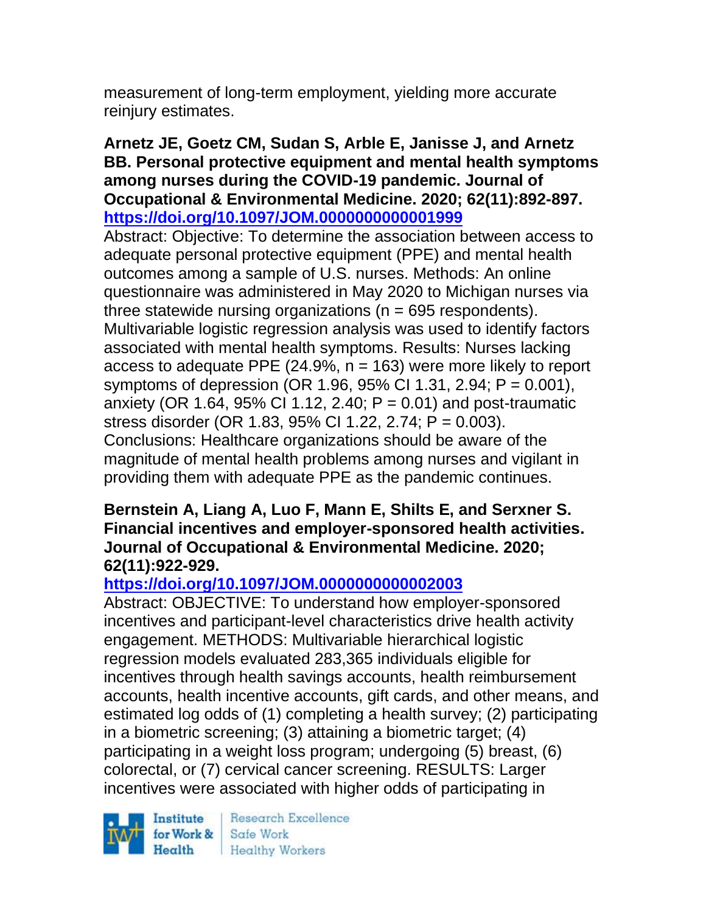measurement of long-term employment, yielding more accurate reinjury estimates.

**Arnetz JE, Goetz CM, Sudan S, Arble E, Janisse J, and Arnetz BB. Personal protective equipment and mental health symptoms among nurses during the COVID-19 pandemic. Journal of Occupational & Environmental Medicine. 2020; 62(11):892-897. https://doi.org/10.1097/JOM.0000000000001999**

Abstract: Objective: To determine the association between access to adequate personal protective equipment (PPE) and mental health outcomes among a sample of U.S. nurses. Methods: An online questionnaire was administered in May 2020 to Michigan nurses via three statewide nursing organizations (n = 695 respondents). Multivariable logistic regression analysis was used to identify factors associated with mental health symptoms. Results: Nurses lacking access to adequate PPE (24.9%, n = 163) were more likely to report symptoms of depression (OR 1.96, 95% CI 1.31, 2.94; P = 0.001), anxiety (OR 1.64, 95% CI 1.12, 2.40; P = 0.01) and post-traumatic stress disorder (OR 1.83, 95% CI 1.22, 2.74; P = 0.003). Conclusions: Healthcare organizations should be aware of the magnitude of mental health problems among nurses and vigilant in providing them with adequate PPE as the pandemic continues.

**Bernstein A, Liang A, Luo F, Mann E, Shilts E, and Serxner S. Financial incentives and employer-sponsored health activities. Journal of Occupational & Environmental Medicine. 2020; 62(11):922-929. https://doi.org/10.1097/JOM.0000000000002003**

Abstract: OBJECTIVE: To understand how employer-sponsored incentives and participant-level characteristics drive health activity engagement. METHODS: Multivariable hierarchical logistic regression models evaluated 283,365 individuals eligible for incentives through health savings accounts, health reimbursement accounts, health incentive accounts, gift cards, and other means, and estimated log odds of (1) completing a health survey; (2) participating in a biometric screening; (3) attaining a biometric target; (4) participating in a weight loss program; undergoing (5) breast, (6) colorectal, or (7) cervical cancer screening. RESULTS: Larger incentives were associated with higher odds of participating in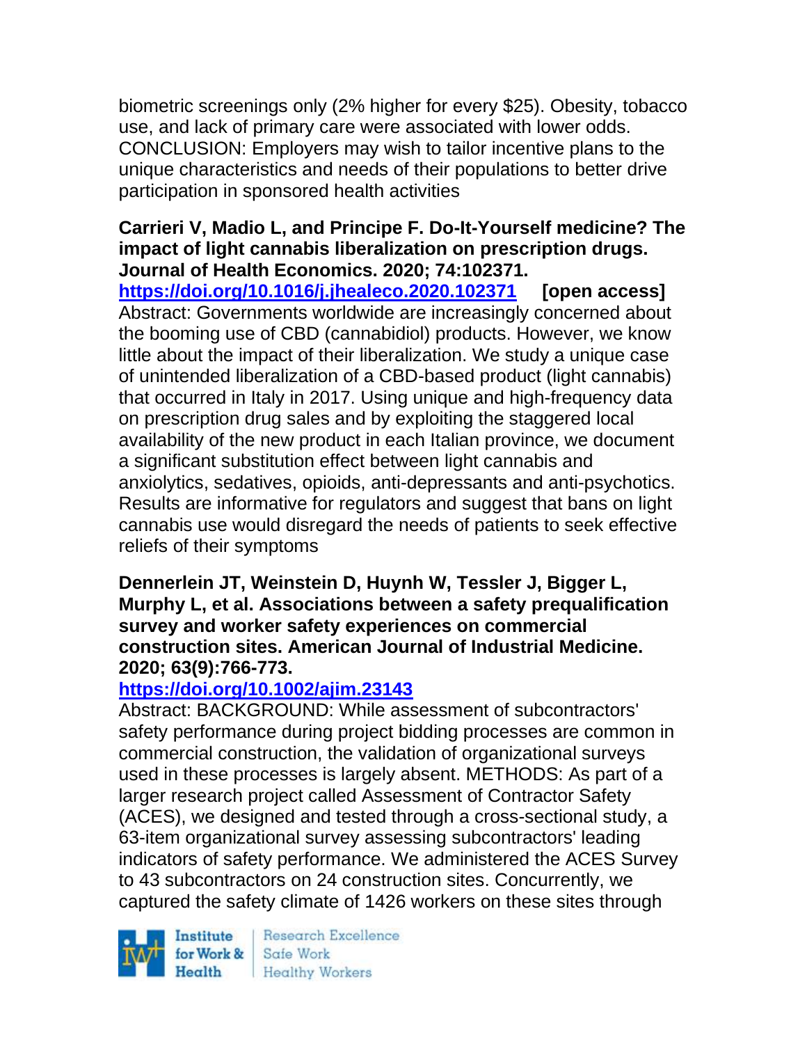biometric screenings only (2% higher for every $25). Obesity, tobacco use, and lack of primary care were associated with lower odds. CONCLUSION: Employers may wish to tailor incentive plans to the unique characteristics and needs of their populations to better drive participation in sponsored health activities

**Carrieri V, Madio L, and Principe F. Do-It-Yourself medicine? The impact of light cannabis liberalization on prescription drugs. Journal of Health Economics. 2020; 74:102371.**
https://doi.org/10.1016/j.jhealeco.2020.102371 **[open access]**
Abstract: Governments worldwide are increasingly concerned about the booming use of CBD (cannabidiol) products. However, we know little about the impact of their liberalization. We study a unique case of unintended liberalization of a CBD-based product (light cannabis) that occurred in Italy in 2017. Using unique and high-frequency data on prescription drug sales and by exploiting the staggered local availability of the new product in each Italian province, we document a significant substitution effect between light cannabis and anxiolytics, sedatives, opioids, anti-depressants and anti-psychotics. Results are informative for regulators and suggest that bans on light cannabis use would disregard the needs of patients to seek effective reliefs of their symptoms

**Dennerlein JT, Weinstein D, Huynh W, Tessler J, Bigger L, Murphy L, et al. Associations between a safety prequalification survey and worker safety experiences on commercial construction sites. American Journal of Industrial Medicine. 2020; 63(9):766-773.**
https://doi.org/10.1002/ajim.23143
Abstract: BACKGROUND: While assessment of subcontractors' safety performance during project bidding processes are common in commercial construction, the validation of organizational surveys used in these processes is largely absent. METHODS: As part of a larger research project called Assessment of Contractor Safety (ACES), we designed and tested through a cross-sectional study, a 63-item organizational survey assessing subcontractors' leading indicators of safety performance. We administered the ACES Survey to 43 subcontractors on 24 construction sites. Concurrently, we captured the safety climate of 1426 workers on these sites through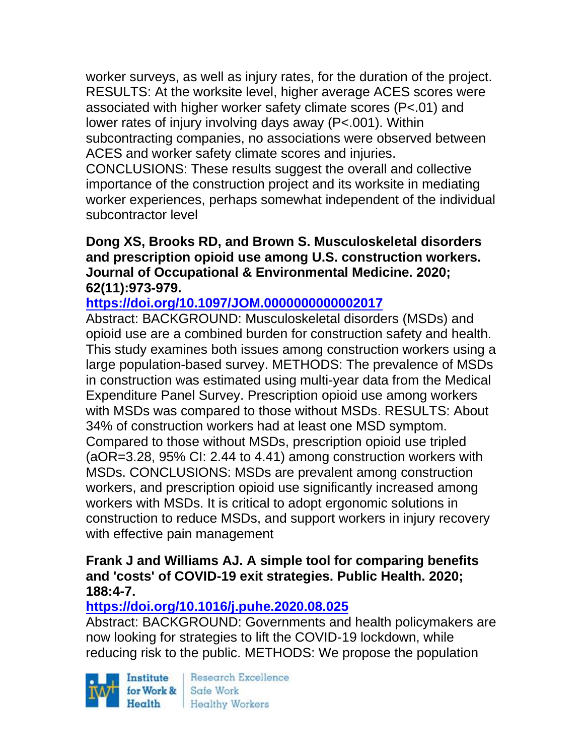worker surveys, as well as injury rates, for the duration of the project. RESULTS: At the worksite level, higher average ACES scores were associated with higher worker safety climate scores (P<.01) and lower rates of injury involving days away (P<.001). Within subcontracting companies, no associations were observed between ACES and worker safety climate scores and injuries. CONCLUSIONS: These results suggest the overall and collective importance of the construction project and its worksite in mediating worker experiences, perhaps somewhat independent of the individual subcontractor level

**Dong XS, Brooks RD, and Brown S. Musculoskeletal disorders and prescription opioid use among U.S. construction workers. Journal of Occupational & Environmental Medicine. 2020; 62(11):973-979.**

**https://doi.org/10.1097/JOM.0000000000002017**

Abstract: BACKGROUND: Musculoskeletal disorders (MSDs) and opioid use are a combined burden for construction safety and health. This study examines both issues among construction workers using a large population-based survey. METHODS: The prevalence of MSDs in construction was estimated using multi-year data from the Medical Expenditure Panel Survey. Prescription opioid use among workers with MSDs was compared to those without MSDs. RESULTS: About 34% of construction workers had at least one MSD symptom. Compared to those without MSDs, prescription opioid use tripled (aOR=3.28, 95% CI: 2.44 to 4.41) among construction workers with MSDs. CONCLUSIONS: MSDs are prevalent among construction workers, and prescription opioid use significantly increased among workers with MSDs. It is critical to adopt ergonomic solutions in construction to reduce MSDs, and support workers in injury recovery with effective pain management

**Frank J and Williams AJ. A simple tool for comparing benefits and 'costs' of COVID-19 exit strategies. Public Health. 2020; 188:4-7.**

**https://doi.org/10.1016/j.puhe.2020.08.025**

Abstract: BACKGROUND: Governments and health policymakers are now looking for strategies to lift the COVID-19 lockdown, while reducing risk to the public. METHODS: We propose the population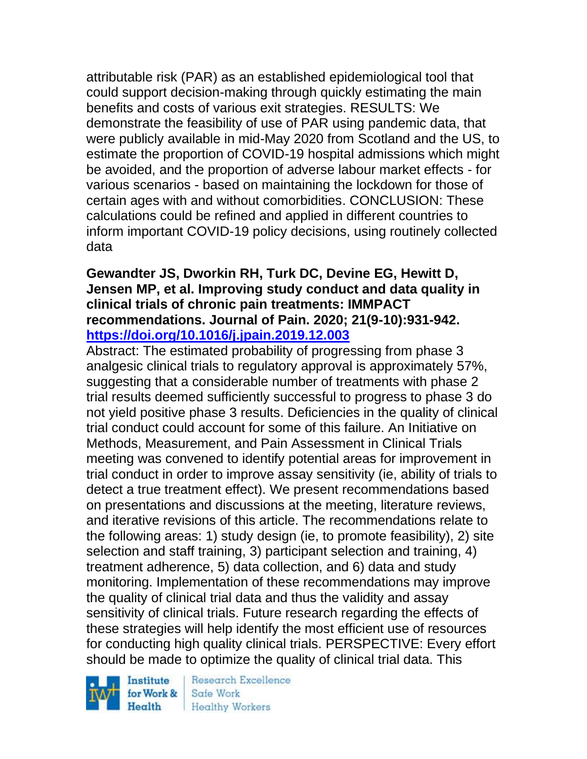attributable risk (PAR) as an established epidemiological tool that could support decision-making through quickly estimating the main benefits and costs of various exit strategies. RESULTS: We demonstrate the feasibility of use of PAR using pandemic data, that were publicly available in mid-May 2020 from Scotland and the US, to estimate the proportion of COVID-19 hospital admissions which might be avoided, and the proportion of adverse labour market effects - for various scenarios - based on maintaining the lockdown for those of certain ages with and without comorbidities. CONCLUSION: These calculations could be refined and applied in different countries to inform important COVID-19 policy decisions, using routinely collected data

**Gewandter JS, Dworkin RH, Turk DC, Devine EG, Hewitt D, Jensen MP, et al. Improving study conduct and data quality in clinical trials of chronic pain treatments: IMMPACT recommendations. Journal of Pain. 2020; 21(9-10):931-942. https://doi.org/10.1016/j.jpain.2019.12.003**

Abstract: The estimated probability of progressing from phase 3 analgesic clinical trials to regulatory approval is approximately 57%, suggesting that a considerable number of treatments with phase 2 trial results deemed sufficiently successful to progress to phase 3 do not yield positive phase 3 results. Deficiencies in the quality of clinical trial conduct could account for some of this failure. An Initiative on Methods, Measurement, and Pain Assessment in Clinical Trials meeting was convened to identify potential areas for improvement in trial conduct in order to improve assay sensitivity (ie, ability of trials to detect a true treatment effect). We present recommendations based on presentations and discussions at the meeting, literature reviews, and iterative revisions of this article. The recommendations relate to the following areas: 1) study design (ie, to promote feasibility), 2) site selection and staff training, 3) participant selection and training, 4) treatment adherence, 5) data collection, and 6) data and study monitoring. Implementation of these recommendations may improve the quality of clinical trial data and thus the validity and assay sensitivity of clinical trials. Future research regarding the effects of these strategies will help identify the most efficient use of resources for conducting high quality clinical trials. PERSPECTIVE: Every effort should be made to optimize the quality of clinical trial data. This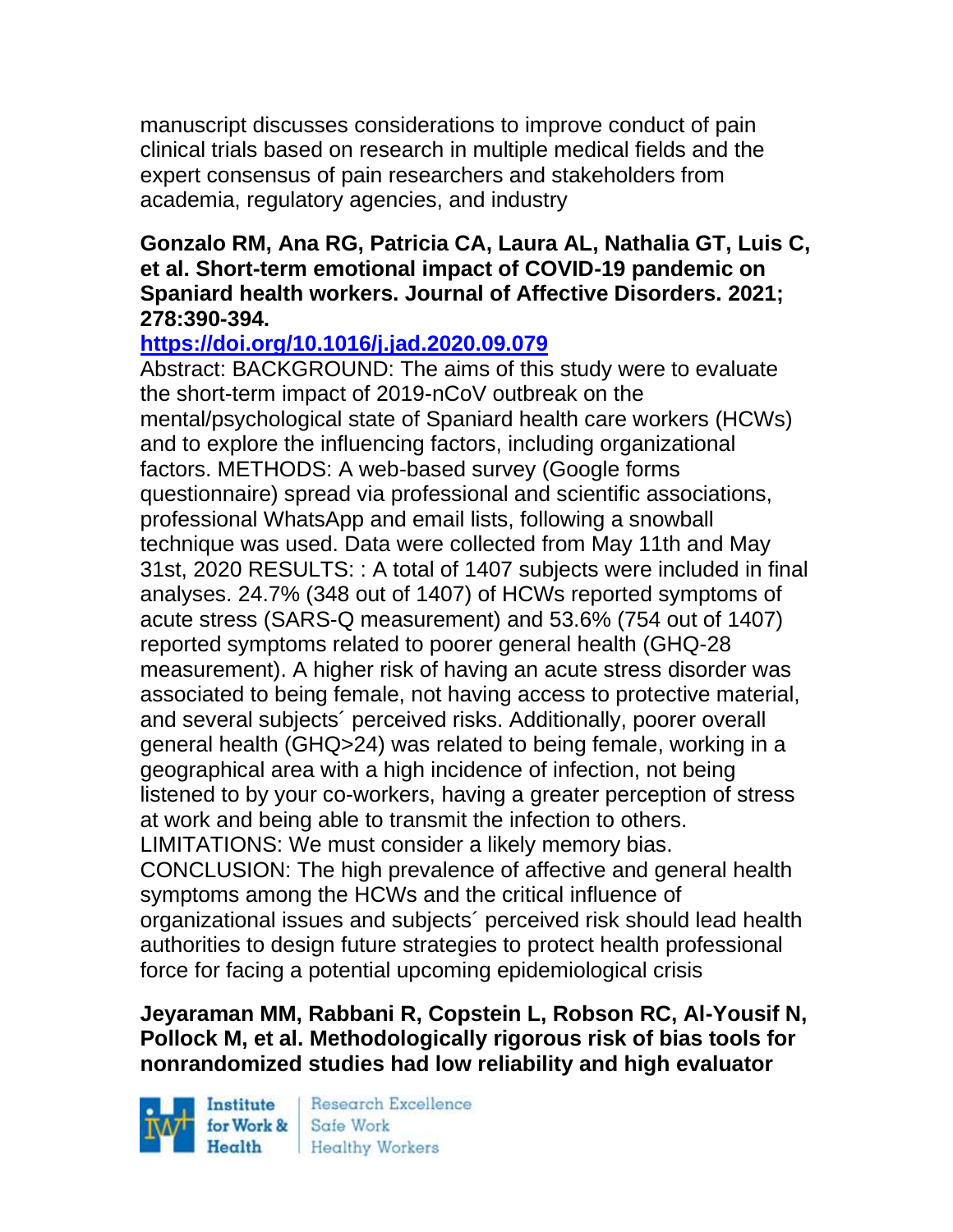manuscript discusses considerations to improve conduct of pain clinical trials based on research in multiple medical fields and the expert consensus of pain researchers and stakeholders from academia, regulatory agencies, and industry

**Gonzalo RM, Ana RG, Patricia CA, Laura AL, Nathalia GT, Luis C, et al. Short-term emotional impact of COVID-19 pandemic on Spaniard health workers. Journal of Affective Disorders. 2021; 278:390-394.**

**https://doi.org/10.1016/j.jad.2020.09.079**

Abstract: BACKGROUND: The aims of this study were to evaluate the short-term impact of 2019-nCoV outbreak on the mental/psychological state of Spaniard health care workers (HCWs) and to explore the influencing factors, including organizational factors. METHODS: A web-based survey (Google forms questionnaire) spread via professional and scientific associations, professional WhatsApp and email lists, following a snowball technique was used. Data were collected from May 11th and May 31st, 2020 RESULTS: : A total of 1407 subjects were included in final analyses. 24.7% (348 out of 1407) of HCWs reported symptoms of acute stress (SARS-Q measurement) and 53.6% (754 out of 1407) reported symptoms related to poorer general health (GHQ-28 measurement). A higher risk of having an acute stress disorder was associated to being female, not having access to protective material, and several subjects´ perceived risks. Additionally, poorer overall general health (GHQ>24) was related to being female, working in a geographical area with a high incidence of infection, not being listened to by your co-workers, having a greater perception of stress at work and being able to transmit the infection to others. LIMITATIONS: We must consider a likely memory bias. CONCLUSION: The high prevalence of affective and general health symptoms among the HCWs and the critical influence of organizational issues and subjects´ perceived risk should lead health authorities to design future strategies to protect health professional force for facing a potential upcoming epidemiological crisis

**Jeyaraman MM, Rabbani R, Copstein L, Robson RC, Al-Yousif N, Pollock M, et al. Methodologically rigorous risk of bias tools for nonrandomized studies had low reliability and high evaluator**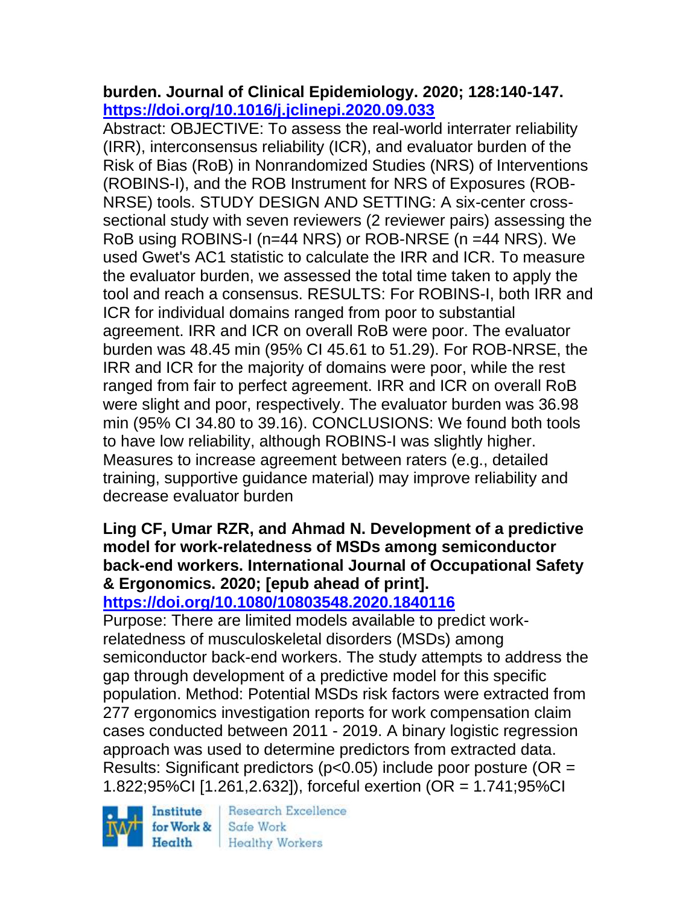**burden. Journal of Clinical Epidemiology. 2020; 128:140-147. https://doi.org/10.1016/j.jclinepi.2020.09.033**

Abstract: OBJECTIVE: To assess the real-world interrater reliability (IRR), interconsensus reliability (ICR), and evaluator burden of the Risk of Bias (RoB) in Nonrandomized Studies (NRS) of Interventions (ROBINS-I), and the ROB Instrument for NRS of Exposures (ROB-NRSE) tools. STUDY DESIGN AND SETTING: A six-center cross-sectional study with seven reviewers (2 reviewer pairs) assessing the RoB using ROBINS-I (n=44 NRS) or ROB-NRSE (n =44 NRS). We used Gwet's AC1 statistic to calculate the IRR and ICR. To measure the evaluator burden, we assessed the total time taken to apply the tool and reach a consensus. RESULTS: For ROBINS-I, both IRR and ICR for individual domains ranged from poor to substantial agreement. IRR and ICR on overall RoB were poor. The evaluator burden was 48.45 min (95% CI 45.61 to 51.29). For ROB-NRSE, the IRR and ICR for the majority of domains were poor, while the rest ranged from fair to perfect agreement. IRR and ICR on overall RoB were slight and poor, respectively. The evaluator burden was 36.98 min (95% CI 34.80 to 39.16). CONCLUSIONS: We found both tools to have low reliability, although ROBINS-I was slightly higher. Measures to increase agreement between raters (e.g., detailed training, supportive guidance material) may improve reliability and decrease evaluator burden

**Ling CF, Umar RZR, and Ahmad N. Development of a predictive model for work-relatedness of MSDs among semiconductor back-end workers. International Journal of Occupational Safety & Ergonomics. 2020; [epub ahead of print]. https://doi.org/10.1080/10803548.2020.1840116**

Purpose: There are limited models available to predict work-relatedness of musculoskeletal disorders (MSDs) among semiconductor back-end workers. The study attempts to address the gap through development of a predictive model for this specific population. Method: Potential MSDs risk factors were extracted from 277 ergonomics investigation reports for work compensation claim cases conducted between 2011 - 2019. A binary logistic regression approach was used to determine predictors from extracted data. Results: Significant predictors ($p<0.05$) include poor posture (OR = 1.822;95%CI [1.261,2.632]), forceful exertion (OR = 1.741;95%CI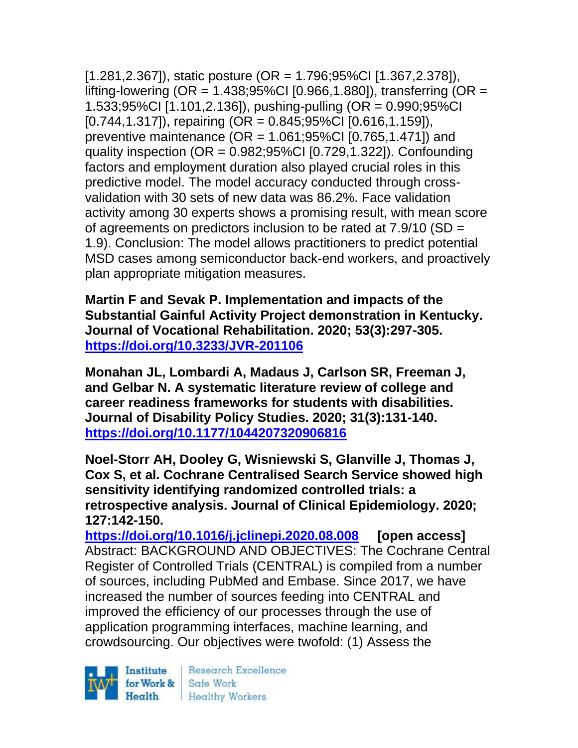[1.281,2.367]), static posture (OR = 1.796;95%CI [1.367,2.378]), lifting-lowering (OR = 1.438;95%CI [0.966,1.880]), transferring (OR = 1.533;95%CI [1.101,2.136]), pushing-pulling (OR = 0.990;95%CI [0.744,1.317]), repairing (OR = 0.845;95%CI [0.616,1.159]), preventive maintenance (OR = 1.061;95%CI [0.765,1.471]) and quality inspection (OR = 0.982;95%CI [0.729,1.322]). Confounding factors and employment duration also played crucial roles in this predictive model. The model accuracy conducted through cross-validation with 30 sets of new data was 86.2%. Face validation activity among 30 experts shows a promising result, with mean score of agreements on predictors inclusion to be rated at 7.9/10 (SD = 1.9). Conclusion: The model allows practitioners to predict potential MSD cases among semiconductor back-end workers, and proactively plan appropriate mitigation measures.

**Martin F and Sevak P. Implementation and impacts of the Substantial Gainful Activity Project demonstration in Kentucky. Journal of Vocational Rehabilitation. 2020; 53(3):297-305.**
**https://doi.org/10.3233/JVR-201106**

**Monahan JL, Lombardi A, Madaus J, Carlson SR, Freeman J, and Gelbar N. A systematic literature review of college and career readiness frameworks for students with disabilities. Journal of Disability Policy Studies. 2020; 31(3):131-140.**
**https://doi.org/10.1177/1044207320906816**

**Noel-Storr AH, Dooley G, Wisniewski S, Glanville J, Thomas J, Cox S, et al. Cochrane Centralised Search Service showed high sensitivity identifying randomized controlled trials: a retrospective analysis. Journal of Clinical Epidemiology. 2020; 127:142-150.**
**https://doi.org/10.1016/j.jclinepi.2020.08.008 [open access]**
Abstract: BACKGROUND AND OBJECTIVES: The Cochrane Central Register of Controlled Trials (CENTRAL) is compiled from a number of sources, including PubMed and Embase. Since 2017, we have increased the number of sources feeding into CENTRAL and improved the efficiency of our processes through the use of application programming interfaces, machine learning, and crowdsourcing. Our objectives were twofold: (1) Assess the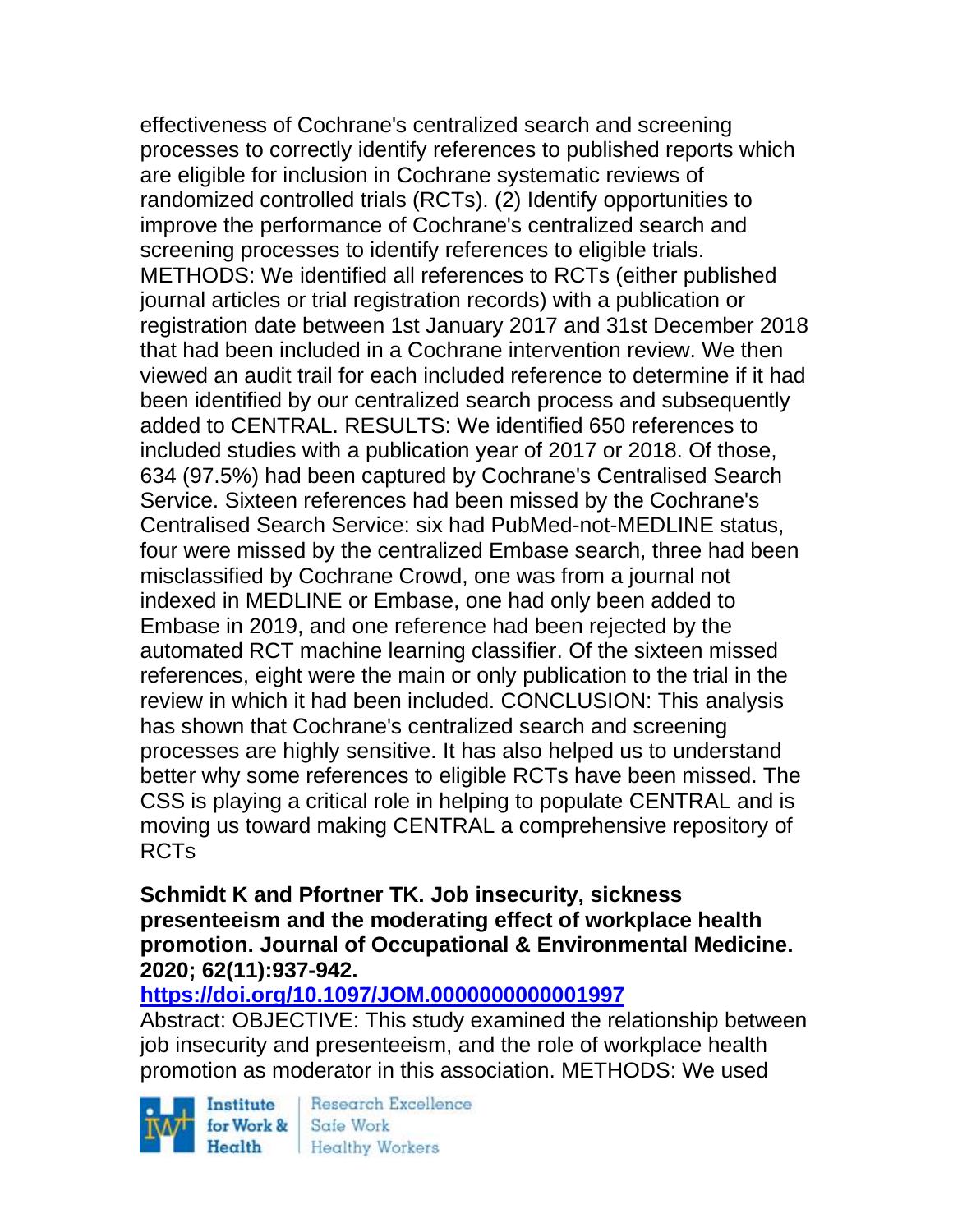effectiveness of Cochrane's centralized search and screening processes to correctly identify references to published reports which are eligible for inclusion in Cochrane systematic reviews of randomized controlled trials (RCTs). (2) Identify opportunities to improve the performance of Cochrane's centralized search and screening processes to identify references to eligible trials. METHODS: We identified all references to RCTs (either published journal articles or trial registration records) with a publication or registration date between 1st January 2017 and 31st December 2018 that had been included in a Cochrane intervention review. We then viewed an audit trail for each included reference to determine if it had been identified by our centralized search process and subsequently added to CENTRAL. RESULTS: We identified 650 references to included studies with a publication year of 2017 or 2018. Of those, 634 (97.5%) had been captured by Cochrane's Centralised Search Service. Sixteen references had been missed by the Cochrane's Centralised Search Service: six had PubMed-not-MEDLINE status, four were missed by the centralized Embase search, three had been misclassified by Cochrane Crowd, one was from a journal not indexed in MEDLINE or Embase, one had only been added to Embase in 2019, and one reference had been rejected by the automated RCT machine learning classifier. Of the sixteen missed references, eight were the main or only publication to the trial in the review in which it had been included. CONCLUSION: This analysis has shown that Cochrane's centralized search and screening processes are highly sensitive. It has also helped us to understand better why some references to eligible RCTs have been missed. The CSS is playing a critical role in helping to populate CENTRAL and is moving us toward making CENTRAL a comprehensive repository of RCTs

**Schmidt K and Pfortner TK. Job insecurity, sickness presenteeism and the moderating effect of workplace health promotion. Journal of Occupational & Environmental Medicine. 2020; 62(11):937-942.**

**https://doi.org/10.1097/JOM.0000000000001997**

Abstract: OBJECTIVE: This study examined the relationship between job insecurity and presenteeism, and the role of workplace health promotion as moderator in this association. METHODS: We used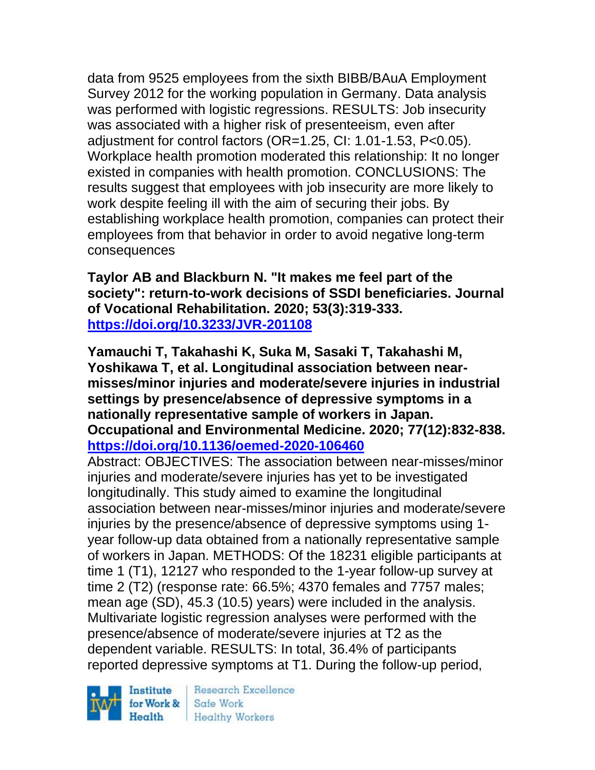data from 9525 employees from the sixth BIBB/BAuA Employment Survey 2012 for the working population in Germany. Data analysis was performed with logistic regressions. RESULTS: Job insecurity was associated with a higher risk of presenteeism, even after adjustment for control factors (OR=1.25, CI: 1.01-1.53, P<0.05). Workplace health promotion moderated this relationship: It no longer existed in companies with health promotion. CONCLUSIONS: The results suggest that employees with job insecurity are more likely to work despite feeling ill with the aim of securing their jobs. By establishing workplace health promotion, companies can protect their employees from that behavior in order to avoid negative long-term consequences

**Taylor AB and Blackburn N. "It makes me feel part of the society": return-to-work decisions of SSDI beneficiaries. Journal of Vocational Rehabilitation. 2020; 53(3):319-333. https://doi.org/10.3233/JVR-201108**

**Yamauchi T, Takahashi K, Suka M, Sasaki T, Takahashi M, Yoshikawa T, et al. Longitudinal association between near-misses/minor injuries and moderate/severe injuries in industrial settings by presence/absence of depressive symptoms in a nationally representative sample of workers in Japan. Occupational and Environmental Medicine. 2020; 77(12):832-838. https://doi.org/10.1136/oemed-2020-106460**

Abstract: OBJECTIVES: The association between near-misses/minor injuries and moderate/severe injuries has yet to be investigated longitudinally. This study aimed to examine the longitudinal association between near-misses/minor injuries and moderate/severe injuries by the presence/absence of depressive symptoms using 1-year follow-up data obtained from a nationally representative sample of workers in Japan. METHODS: Of the 18231 eligible participants at time 1 (T1), 12127 who responded to the 1-year follow-up survey at time 2 (T2) (response rate: 66.5%; 4370 females and 7757 males; mean age (SD), 45.3 (10.5) years) were included in the analysis. Multivariate logistic regression analyses were performed with the presence/absence of moderate/severe injuries at T2 as the dependent variable. RESULTS: In total, 36.4% of participants reported depressive symptoms at T1. During the follow-up period,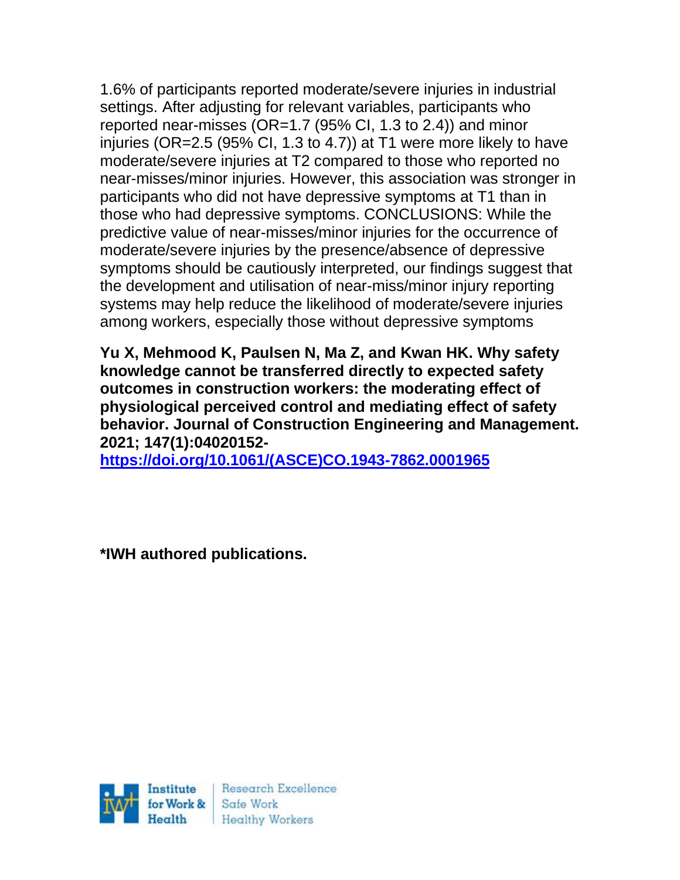1.6% of participants reported moderate/severe injuries in industrial settings. After adjusting for relevant variables, participants who reported near-misses (OR=1.7 (95% CI, 1.3 to 2.4)) and minor injuries (OR=2.5 (95% CI, 1.3 to 4.7)) at T1 were more likely to have moderate/severe injuries at T2 compared to those who reported no near-misses/minor injuries. However, this association was stronger in participants who did not have depressive symptoms at T1 than in those who had depressive symptoms. CONCLUSIONS: While the predictive value of near-misses/minor injuries for the occurrence of moderate/severe injuries by the presence/absence of depressive symptoms should be cautiously interpreted, our findings suggest that the development and utilisation of near-miss/minor injury reporting systems may help reduce the likelihood of moderate/severe injuries among workers, especially those without depressive symptoms

**Yu X, Mehmood K, Paulsen N, Ma Z, and Kwan HK. Why safety knowledge cannot be transferred directly to expected safety outcomes in construction workers: the moderating effect of physiological perceived control and mediating effect of safety behavior. Journal of Construction Engineering and Management. 2021; 147(1):04020152-**
**https://doi.org/10.1061/(ASCE)CO.1943-7862.0001965**

**\*IWH authored publications.**